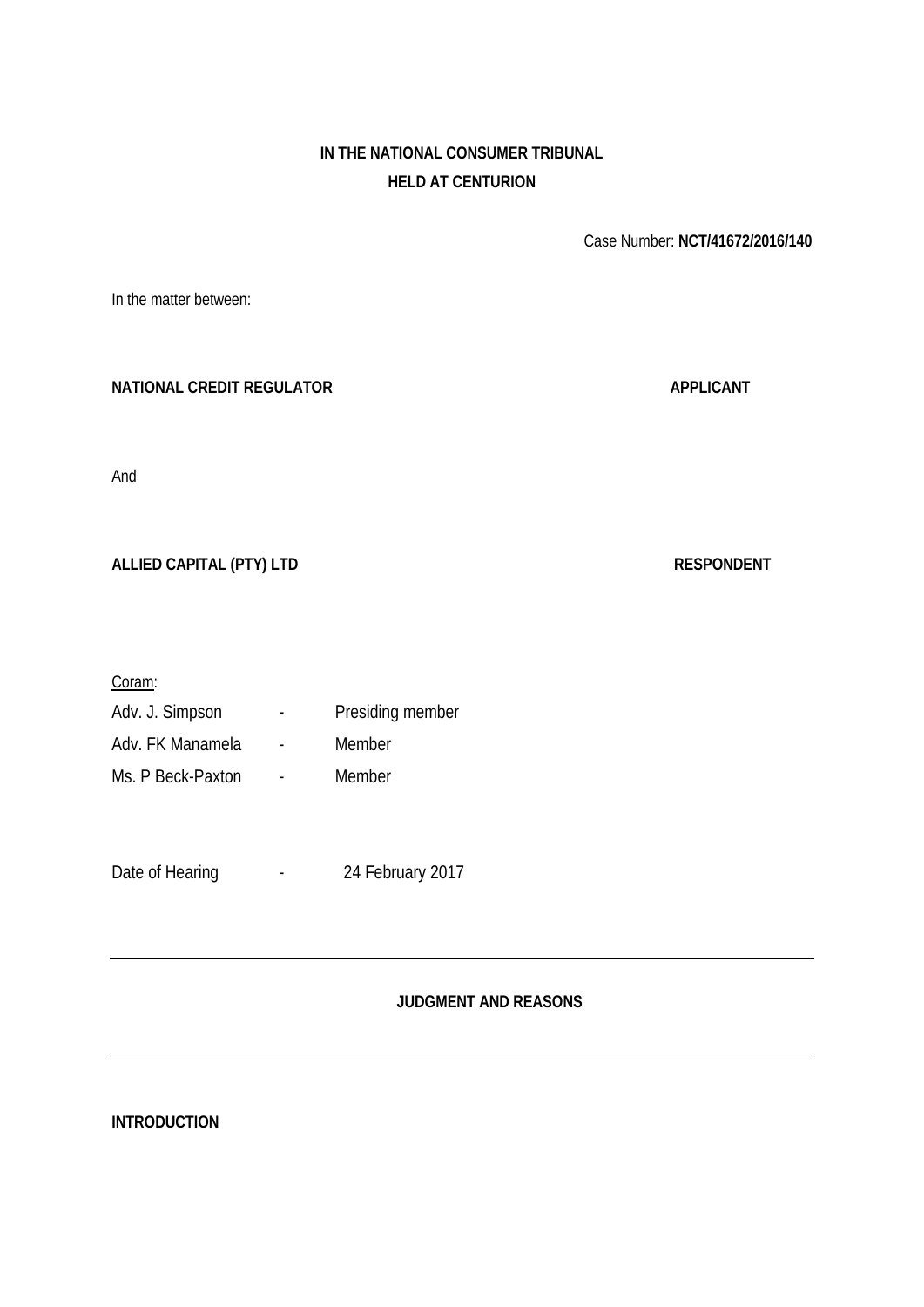**IN THE NATIONAL CONSUMER TRIBUNAL**
**HELD AT CENTURION**

Case Number: **NCT/41672/2016/140**

In the matter between:

**NATIONAL CREDIT REGULATOR** **APPLICANT**

And

**ALLIED CAPITAL (PTY) LTD** **RESPONDENT**

Coram:

Adv. J. Simpson - Presiding member

Adv. FK Manamela - Member

Ms. P Beck-Paxton - Member

Date of Hearing - 24 February 2017

---

**JUDGMENT AND REASONS**

---

**INTRODUCTION**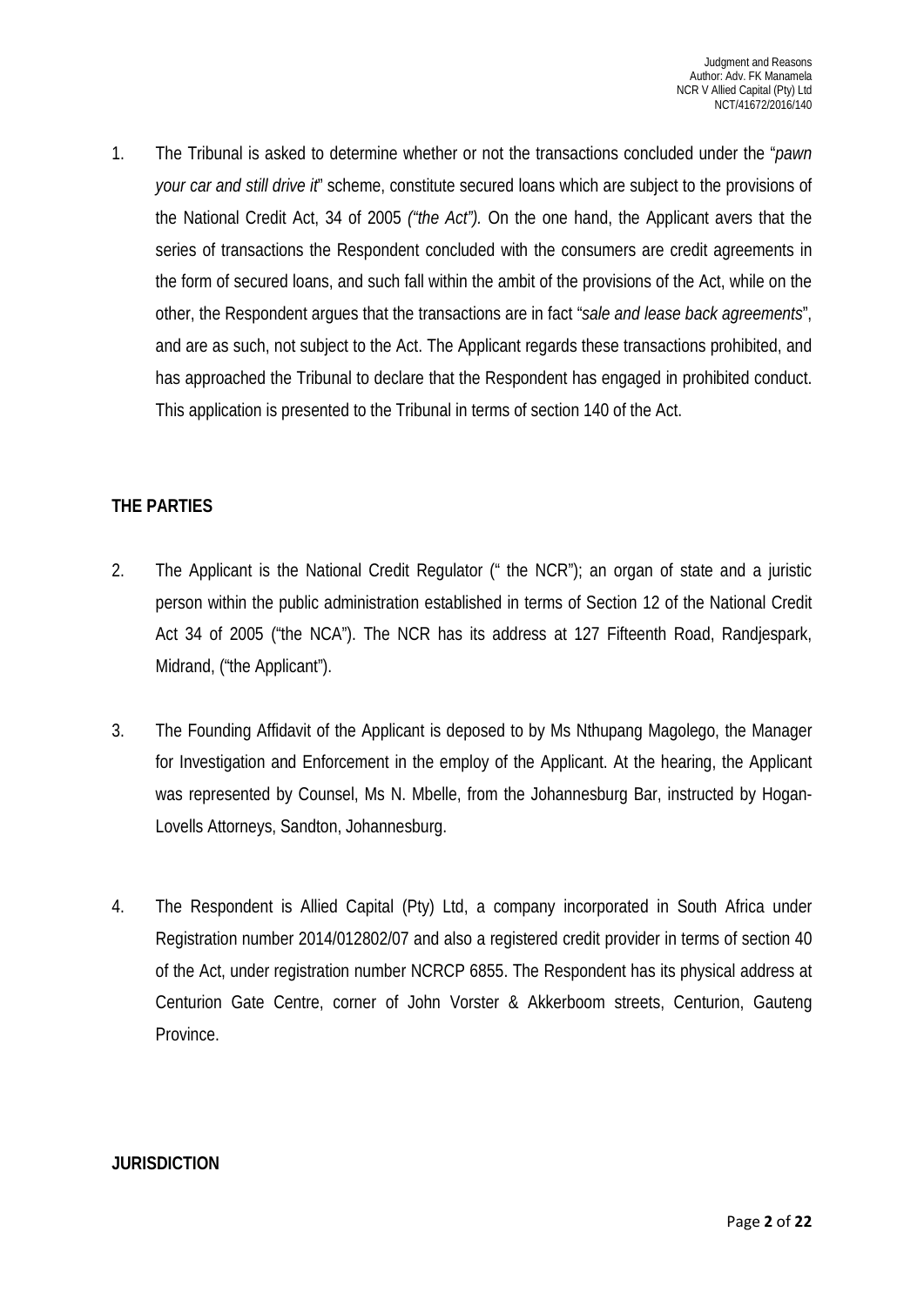1. The Tribunal is asked to determine whether or not the transactions concluded under the "*pawn your car and still drive it*" scheme, constitute secured loans which are subject to the provisions of the National Credit Act, 34 of 2005 *("the Act").* On the one hand, the Applicant avers that the series of transactions the Respondent concluded with the consumers are credit agreements in the form of secured loans, and such fall within the ambit of the provisions of the Act, while on the other, the Respondent argues that the transactions are in fact "*sale and lease back agreements*", and are as such, not subject to the Act. The Applicant regards these transactions prohibited, and has approached the Tribunal to declare that the Respondent has engaged in prohibited conduct. This application is presented to the Tribunal in terms of section 140 of the Act.

**THE PARTIES**

2. The Applicant is the National Credit Regulator (" the NCR"); an organ of state and a juristic person within the public administration established in terms of Section 12 of the National Credit Act 34 of 2005 ("the NCA"). The NCR has its address at 127 Fifteenth Road, Randjespark, Midrand, ("the Applicant").

3. The Founding Affidavit of the Applicant is deposed to by Ms Nthupang Magolego, the Manager for Investigation and Enforcement in the employ of the Applicant. At the hearing, the Applicant was represented by Counsel, Ms N. Mbelle, from the Johannesburg Bar, instructed by Hogan-Lovells Attorneys, Sandton, Johannesburg.

4. The Respondent is Allied Capital (Pty) Ltd, a company incorporated in South Africa under Registration number 2014/012802/07 and also a registered credit provider in terms of section 40 of the Act, under registration number NCRCP 6855. The Respondent has its physical address at Centurion Gate Centre, corner of John Vorster & Akkerboom streets, Centurion, Gauteng Province.

**JURISDICTION**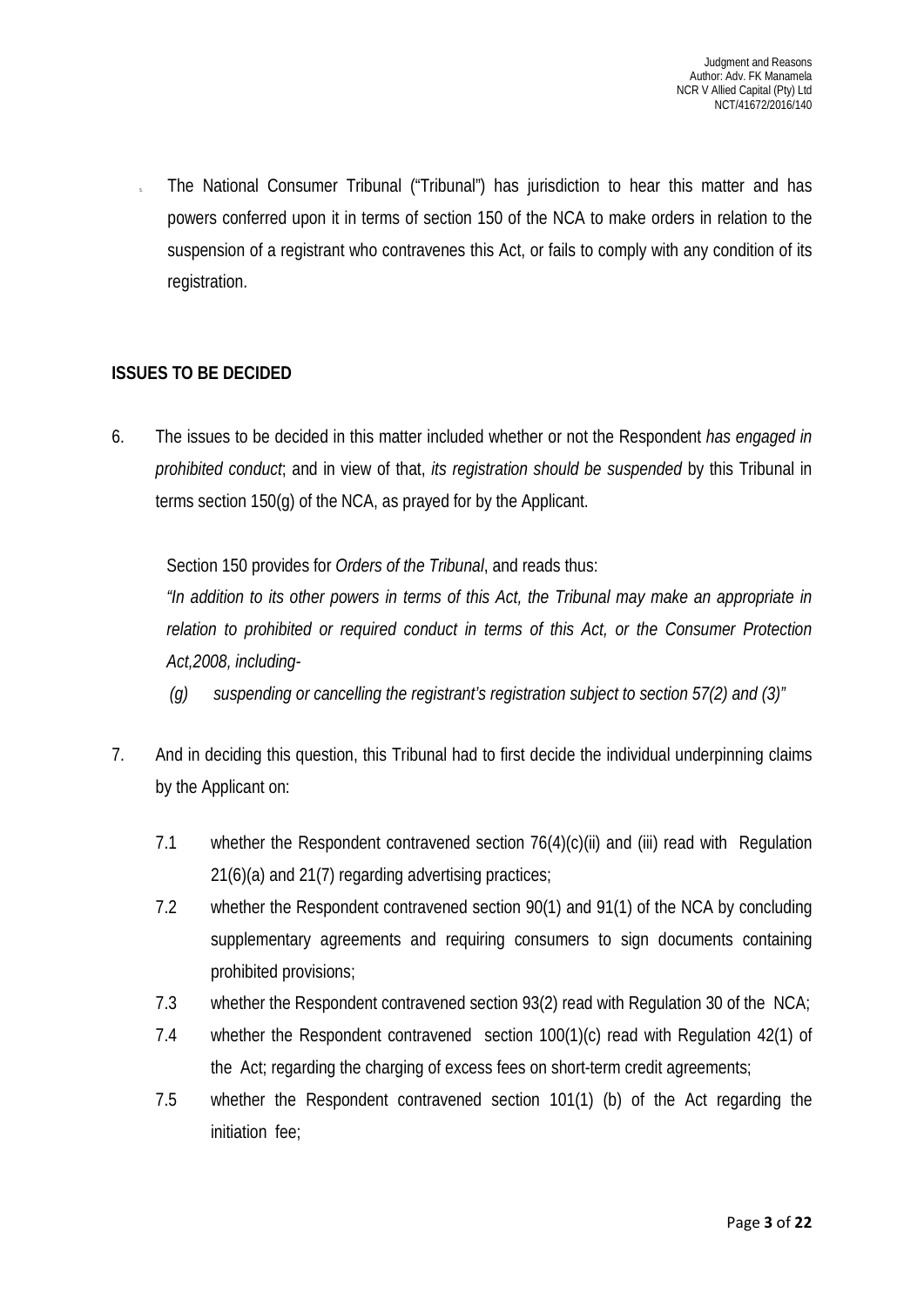5. The National Consumer Tribunal ("Tribunal") has jurisdiction to hear this matter and has powers conferred upon it in terms of section 150 of the NCA to make orders in relation to the suspension of a registrant who contravenes this Act, or fails to comply with any condition of its registration.

## ISSUES TO BE DECIDED

6. The issues to be decided in this matter included whether or not the Respondent *has engaged in prohibited conduct*; and in view of that, *its registration should be suspended* by this Tribunal in terms section 150(g) of the NCA, as prayed for by the Applicant.

   Section 150 provides for *Orders of the Tribunal*, and reads thus:

   *"In addition to its other powers in terms of this Act, the Tribunal may make an appropriate in relation to prohibited or required conduct in terms of this Act, or the Consumer Protection Act,2008, including-*

   *(g) suspending or cancelling the registrant's registration subject to section 57(2) and (3)"*

7. And in deciding this question, this Tribunal had to first decide the individual underpinning claims by the Applicant on:

   7.1 whether the Respondent contravened section 76(4)(c)(ii) and (iii) read with Regulation 21(6)(a) and 21(7) regarding advertising practices;

   7.2 whether the Respondent contravened section 90(1) and 91(1) of the NCA by concluding supplementary agreements and requiring consumers to sign documents containing prohibited provisions;

   7.3 whether the Respondent contravened section 93(2) read with Regulation 30 of the NCA;

   7.4 whether the Respondent contravened section 100(1)(c) read with Regulation 42(1) of the Act; regarding the charging of excess fees on short-term credit agreements;

   7.5 whether the Respondent contravened section 101(1) (b) of the Act regarding the initiation fee;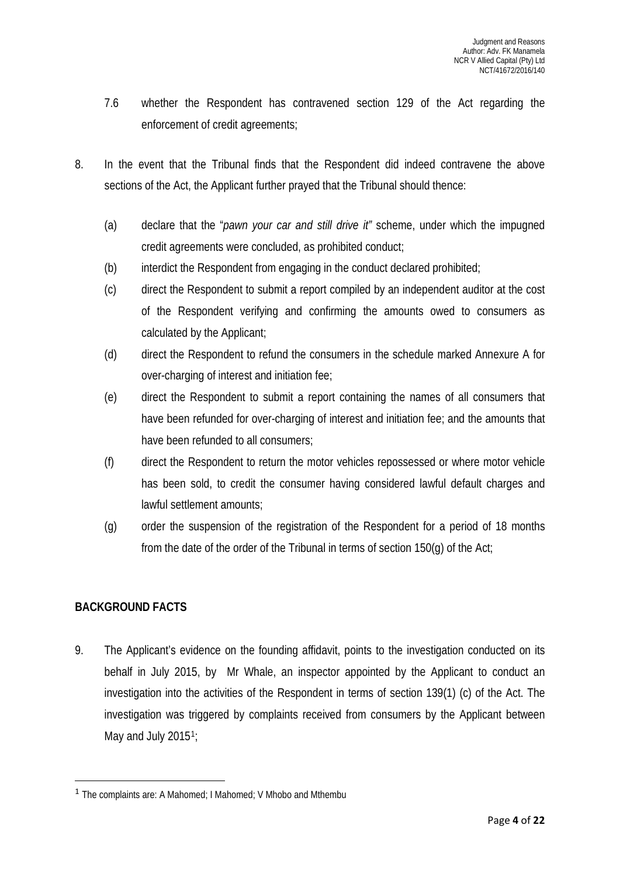7.6 whether the Respondent has contravened section 129 of the Act regarding the enforcement of credit agreements;

8. In the event that the Tribunal finds that the Respondent did indeed contravene the above sections of the Act, the Applicant further prayed that the Tribunal should thence:

   (a) declare that the "*pawn your car and still drive it"* scheme, under which the impugned credit agreements were concluded, as prohibited conduct;

   (b) interdict the Respondent from engaging in the conduct declared prohibited;

   (c) direct the Respondent to submit a report compiled by an independent auditor at the cost of the Respondent verifying and confirming the amounts owed to consumers as calculated by the Applicant;

   (d) direct the Respondent to refund the consumers in the schedule marked Annexure A for over-charging of interest and initiation fee;

   (e) direct the Respondent to submit a report containing the names of all consumers that have been refunded for over-charging of interest and initiation fee; and the amounts that have been refunded to all consumers;

   (f) direct the Respondent to return the motor vehicles repossessed or where motor vehicle has been sold, to credit the consumer having considered lawful default charges and lawful settlement amounts;

   (g) order the suspension of the registration of the Respondent for a period of 18 months from the date of the order of the Tribunal in terms of section 150(g) of the Act;

**BACKGROUND FACTS**

9. The Applicant's evidence on the founding affidavit, points to the investigation conducted on its behalf in July 2015, by Mr Whale, an inspector appointed by the Applicant to conduct an investigation into the activities of the Respondent in terms of section 139(1) (c) of the Act. The investigation was triggered by complaints received from consumers by the Applicant between May and July 2015[1];

[1] The complaints are: A Mahomed; I Mahomed; V Mhobo and Mthembu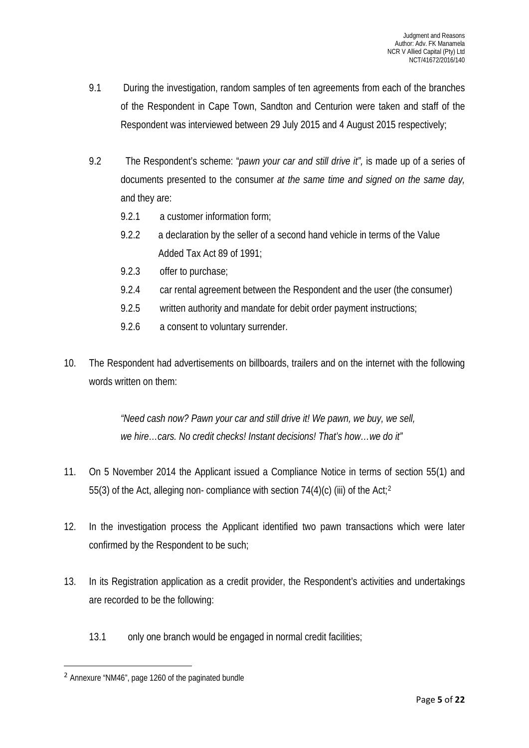9.1 During the investigation, random samples of ten agreements from each of the branches of the Respondent in Cape Town, Sandton and Centurion were taken and staff of the Respondent was interviewed between 29 July 2015 and 4 August 2015 respectively;

9.2 The Respondent's scheme: *"pawn your car and still drive it",* is made up of a series of documents presented to the consumer *at the same time and signed on the same day,* and they are:

9.2.1 a customer information form;

9.2.2 a declaration by the seller of a second hand vehicle in terms of the Value Added Tax Act 89 of 1991;

9.2.3 offer to purchase;

9.2.4 car rental agreement between the Respondent and the user (the consumer)

9.2.5 written authority and mandate for debit order payment instructions;

9.2.6 a consent to voluntary surrender.

10. The Respondent had advertisements on billboards, trailers and on the internet with the following words written on them:

> *"Need cash now? Pawn your car and still drive it! We pawn, we buy, we sell, we hire…cars. No credit checks! Instant decisions! That's how…we do it"*

11. On 5 November 2014 the Applicant issued a Compliance Notice in terms of section 55(1) and 55(3) of the Act, alleging non- compliance with section 74(4)(c) (iii) of the Act;[2]

12. In the investigation process the Applicant identified two pawn transactions which were later confirmed by the Respondent to be such;

13. In its Registration application as a credit provider, the Respondent's activities and undertakings are recorded to be the following:

13.1 only one branch would be engaged in normal credit facilities;

---

[2] Annexure "NM46", page 1260 of the paginated bundle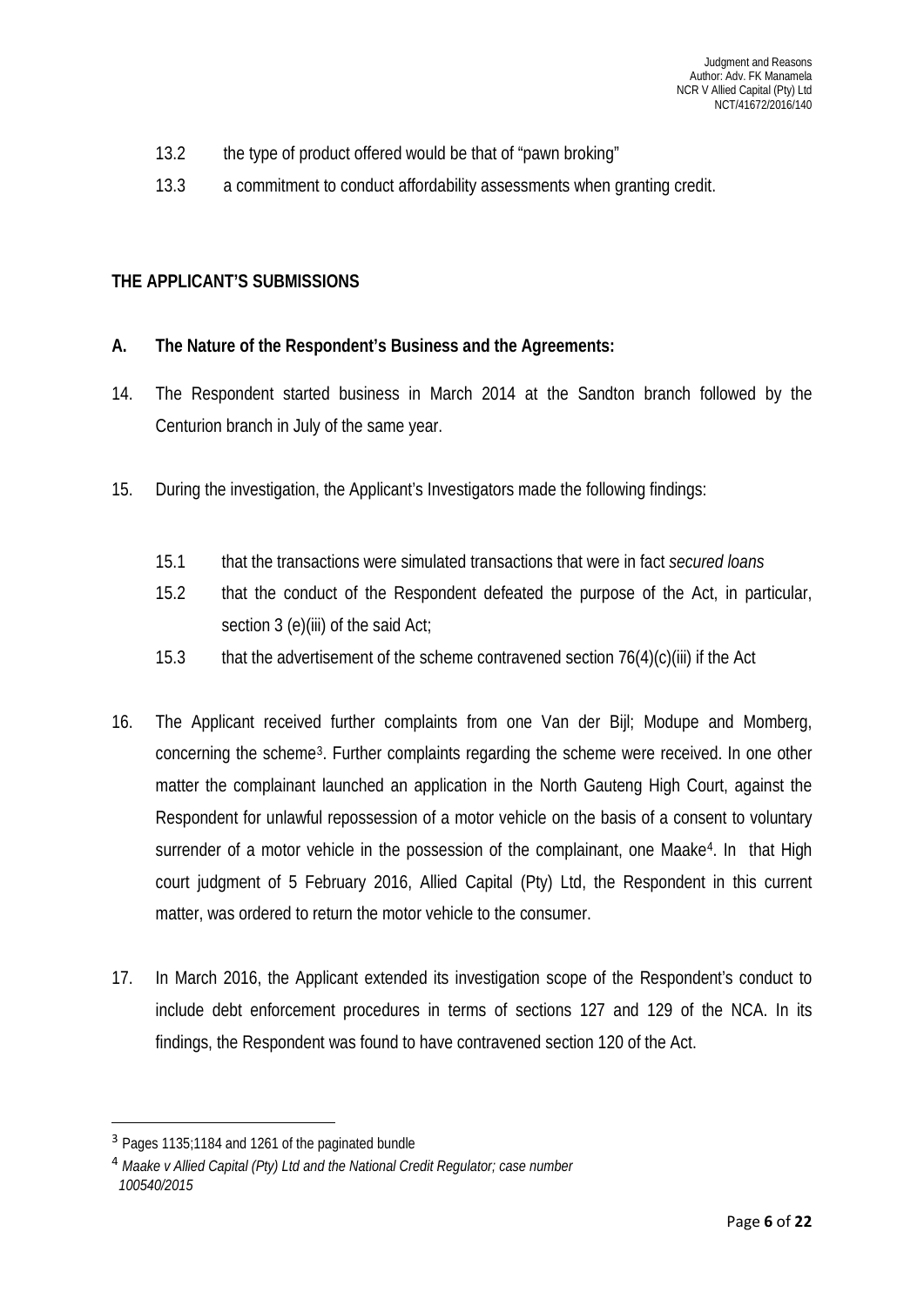13.2 the type of product offered would be that of "pawn broking"

13.3 a commitment to conduct affordability assessments when granting credit.

**THE APPLICANT'S SUBMISSIONS**

**A. The Nature of the Respondent's Business and the Agreements:**

14. The Respondent started business in March 2014 at the Sandton branch followed by the Centurion branch in July of the same year.

15. During the investigation, the Applicant's Investigators made the following findings:

    15.1 that the transactions were simulated transactions that were in fact *secured loans*

    15.2 that the conduct of the Respondent defeated the purpose of the Act, in particular, section 3 (e)(iii) of the said Act;

    15.3 that the advertisement of the scheme contravened section 76(4)(c)(iii) if the Act

16. The Applicant received further complaints from one Van der Bijl; Modupe and Momberg, concerning the scheme[3]. Further complaints regarding the scheme were received. In one other matter the complainant launched an application in the North Gauteng High Court, against the Respondent for unlawful repossession of a motor vehicle on the basis of a consent to voluntary surrender of a motor vehicle in the possession of the complainant, one Maake[4]. In that High court judgment of 5 February 2016, Allied Capital (Pty) Ltd, the Respondent in this current matter, was ordered to return the motor vehicle to the consumer.

17. In March 2016, the Applicant extended its investigation scope of the Respondent's conduct to include debt enforcement procedures in terms of sections 127 and 129 of the NCA. In its findings, the Respondent was found to have contravened section 120 of the Act.

---

[3] Pages 1135;1184 and 1261 of the paginated bundle

[4] *Maake v Allied Capital (Pty) Ltd and the National Credit Regulator; case number 100540/2015*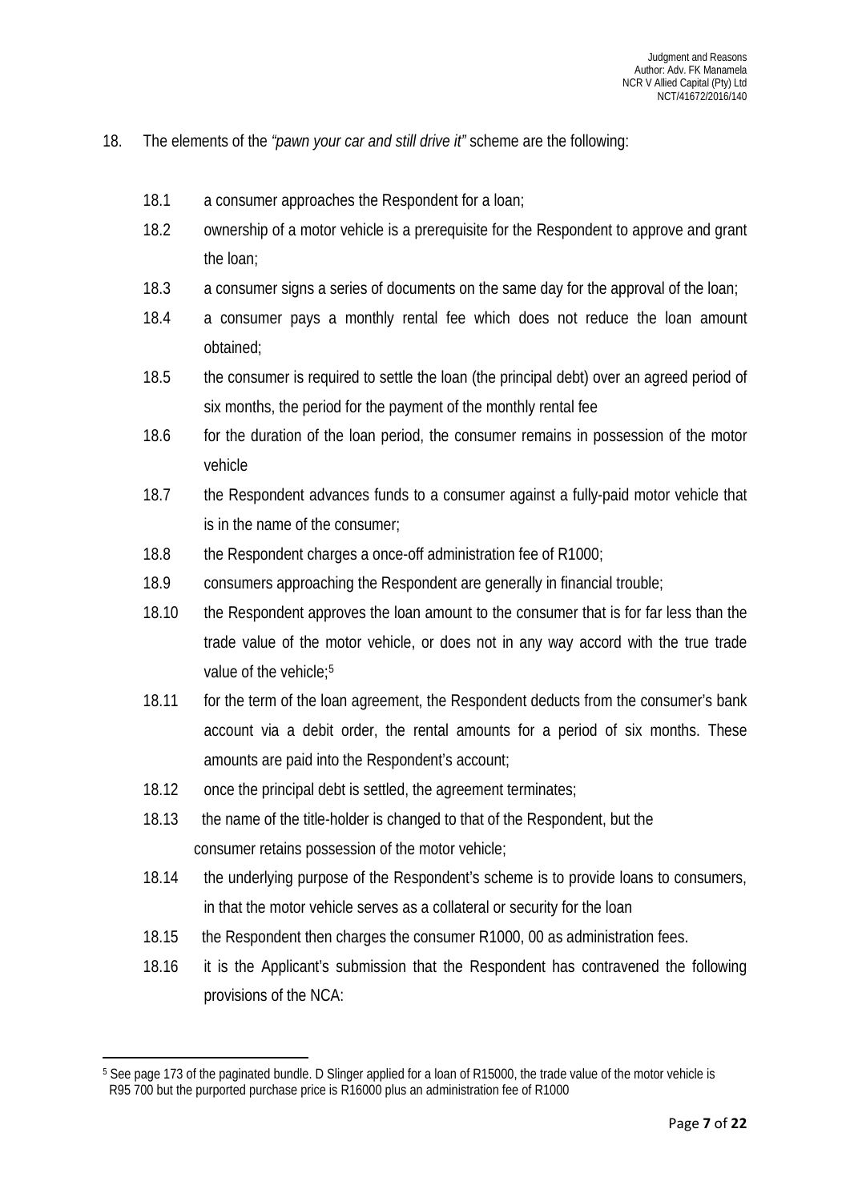18. The elements of the *"pawn your car and still drive it"* scheme are the following:

    18.1 a consumer approaches the Respondent for a loan;

    18.2 ownership of a motor vehicle is a prerequisite for the Respondent to approve and grant the loan;

    18.3 a consumer signs a series of documents on the same day for the approval of the loan;

    18.4 a consumer pays a monthly rental fee which does not reduce the loan amount obtained;

    18.5 the consumer is required to settle the loan (the principal debt) over an agreed period of six months, the period for the payment of the monthly rental fee

    18.6 for the duration of the loan period, the consumer remains in possession of the motor vehicle

    18.7 the Respondent advances funds to a consumer against a fully-paid motor vehicle that is in the name of the consumer;

    18.8 the Respondent charges a once-off administration fee of R1000;

    18.9 consumers approaching the Respondent are generally in financial trouble;

    18.10 the Respondent approves the loan amount to the consumer that is for far less than the trade value of the motor vehicle, or does not in any way accord with the true trade value of the vehicle;[5]

    18.11 for the term of the loan agreement, the Respondent deducts from the consumer's bank account via a debit order, the rental amounts for a period of six months. These amounts are paid into the Respondent's account;

    18.12 once the principal debt is settled, the agreement terminates;

    18.13 the name of the title-holder is changed to that of the Respondent, but the consumer retains possession of the motor vehicle;

    18.14 the underlying purpose of the Respondent's scheme is to provide loans to consumers, in that the motor vehicle serves as a collateral or security for the loan

    18.15 the Respondent then charges the consumer R1000, 00 as administration fees.

    18.16 it is the Applicant's submission that the Respondent has contravened the following provisions of the NCA:

---

[5] See page 173 of the paginated bundle. D Slinger applied for a loan of R15000, the trade value of the motor vehicle is R95 700 but the purported purchase price is R16000 plus an administration fee of R1000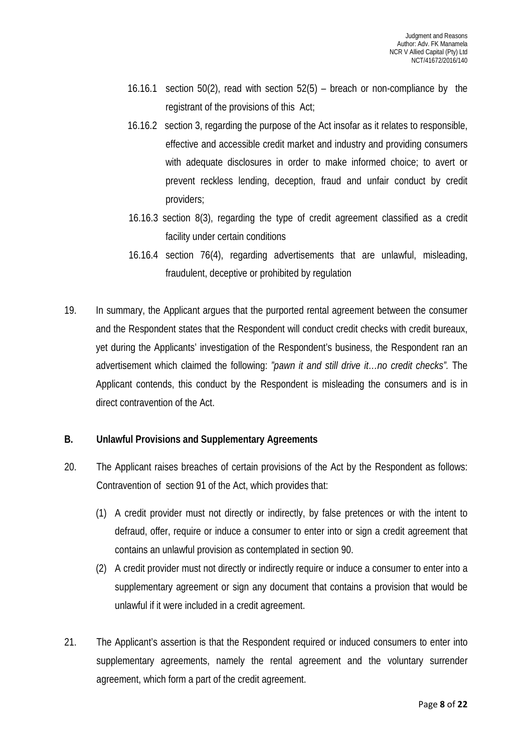16.16.1 section 50(2), read with section 52(5) – breach or non-compliance by the registrant of the provisions of this Act;

16.16.2 section 3, regarding the purpose of the Act insofar as it relates to responsible, effective and accessible credit market and industry and providing consumers with adequate disclosures in order to make informed choice; to avert or prevent reckless lending, deception, fraud and unfair conduct by credit providers;

16.16.3 section 8(3), regarding the type of credit agreement classified as a credit facility under certain conditions

16.16.4 section 76(4), regarding advertisements that are unlawful, misleading, fraudulent, deceptive or prohibited by regulation

19. In summary, the Applicant argues that the purported rental agreement between the consumer and the Respondent states that the Respondent will conduct credit checks with credit bureaux, yet during the Applicants' investigation of the Respondent's business, the Respondent ran an advertisement which claimed the following: *"pawn it and still drive it…no credit checks".* The Applicant contends, this conduct by the Respondent is misleading the consumers and is in direct contravention of the Act.

**B. Unlawful Provisions and Supplementary Agreements**

20. The Applicant raises breaches of certain provisions of the Act by the Respondent as follows: Contravention of section 91 of the Act, which provides that:

(1) A credit provider must not directly or indirectly, by false pretences or with the intent to defraud, offer, require or induce a consumer to enter into or sign a credit agreement that contains an unlawful provision as contemplated in section 90.

(2) A credit provider must not directly or indirectly require or induce a consumer to enter into a supplementary agreement or sign any document that contains a provision that would be unlawful if it were included in a credit agreement.

21. The Applicant's assertion is that the Respondent required or induced consumers to enter into supplementary agreements, namely the rental agreement and the voluntary surrender agreement, which form a part of the credit agreement.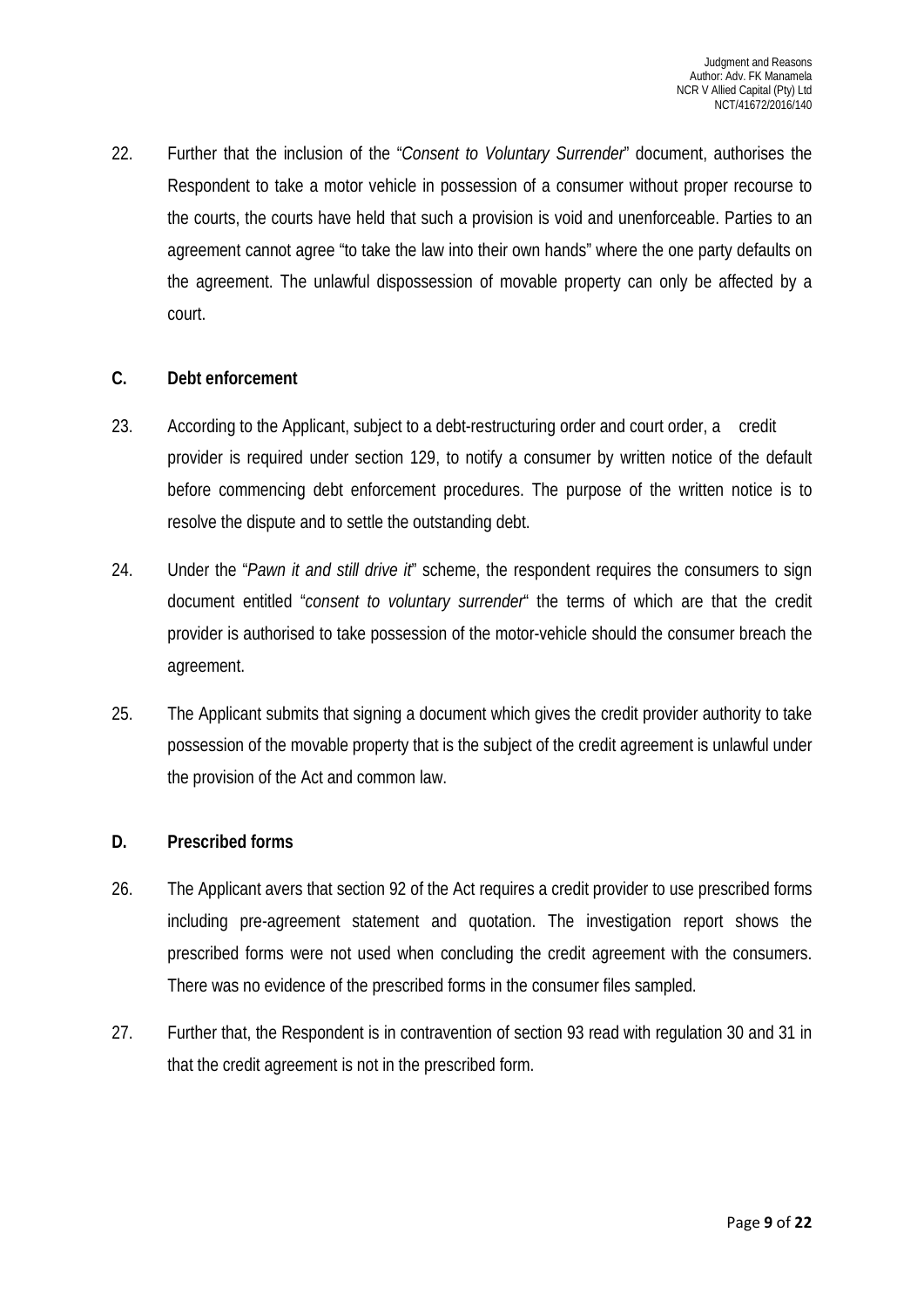22. Further that the inclusion of the "*Consent to Voluntary Surrender*" document, authorises the Respondent to take a motor vehicle in possession of a consumer without proper recourse to the courts, the courts have held that such a provision is void and unenforceable. Parties to an agreement cannot agree "to take the law into their own hands" where the one party defaults on the agreement. The unlawful dispossession of movable property can only be affected by a court.

**C. Debt enforcement**

23. According to the Applicant, subject to a debt-restructuring order and court order, a credit provider is required under section 129, to notify a consumer by written notice of the default before commencing debt enforcement procedures. The purpose of the written notice is to resolve the dispute and to settle the outstanding debt.

24. Under the "*Pawn it and still drive it*" scheme, the respondent requires the consumers to sign document entitled "*consent to voluntary surrender*" the terms of which are that the credit provider is authorised to take possession of the motor-vehicle should the consumer breach the agreement.

25. The Applicant submits that signing a document which gives the credit provider authority to take possession of the movable property that is the subject of the credit agreement is unlawful under the provision of the Act and common law.

**D. Prescribed forms**

26. The Applicant avers that section 92 of the Act requires a credit provider to use prescribed forms including pre-agreement statement and quotation. The investigation report shows the prescribed forms were not used when concluding the credit agreement with the consumers. There was no evidence of the prescribed forms in the consumer files sampled.

27. Further that, the Respondent is in contravention of section 93 read with regulation 30 and 31 in that the credit agreement is not in the prescribed form.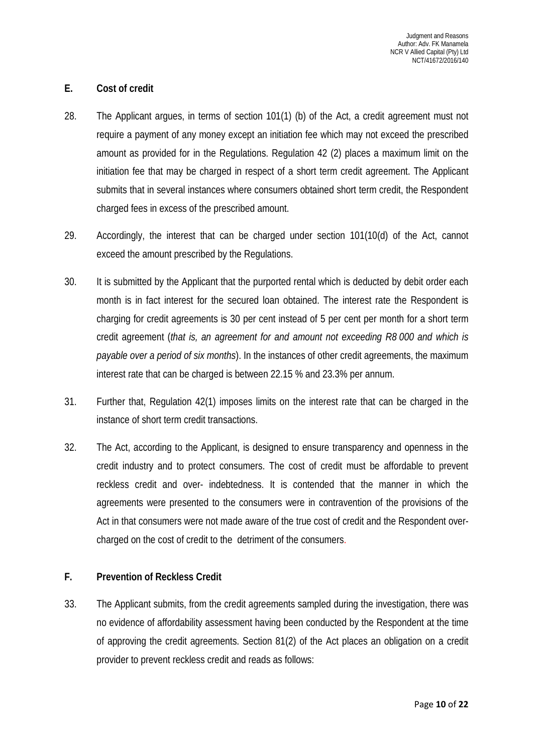## E. Cost of credit

28. The Applicant argues, in terms of section 101(1) (b) of the Act, a credit agreement must not require a payment of any money except an initiation fee which may not exceed the prescribed amount as provided for in the Regulations. Regulation 42 (2) places a maximum limit on the initiation fee that may be charged in respect of a short term credit agreement. The Applicant submits that in several instances where consumers obtained short term credit, the Respondent charged fees in excess of the prescribed amount.

29. Accordingly, the interest that can be charged under section 101(10(d) of the Act, cannot exceed the amount prescribed by the Regulations.

30. It is submitted by the Applicant that the purported rental which is deducted by debit order each month is in fact interest for the secured loan obtained. The interest rate the Respondent is charging for credit agreements is 30 per cent instead of 5 per cent per month for a short term credit agreement (*that is, an agreement for and amount not exceeding R8 000 and which is payable over a period of six months*). In the instances of other credit agreements, the maximum interest rate that can be charged is between 22.15 % and 23.3% per annum.

31. Further that, Regulation 42(1) imposes limits on the interest rate that can be charged in the instance of short term credit transactions.

32. The Act, according to the Applicant, is designed to ensure transparency and openness in the credit industry and to protect consumers. The cost of credit must be affordable to prevent reckless credit and over- indebtedness. It is contended that the manner in which the agreements were presented to the consumers were in contravention of the provisions of the Act in that consumers were not made aware of the true cost of credit and the Respondent over-charged on the cost of credit to the detriment of the consumers.

## F. Prevention of Reckless Credit

33. The Applicant submits, from the credit agreements sampled during the investigation, there was no evidence of affordability assessment having been conducted by the Respondent at the time of approving the credit agreements. Section 81(2) of the Act places an obligation on a credit provider to prevent reckless credit and reads as follows: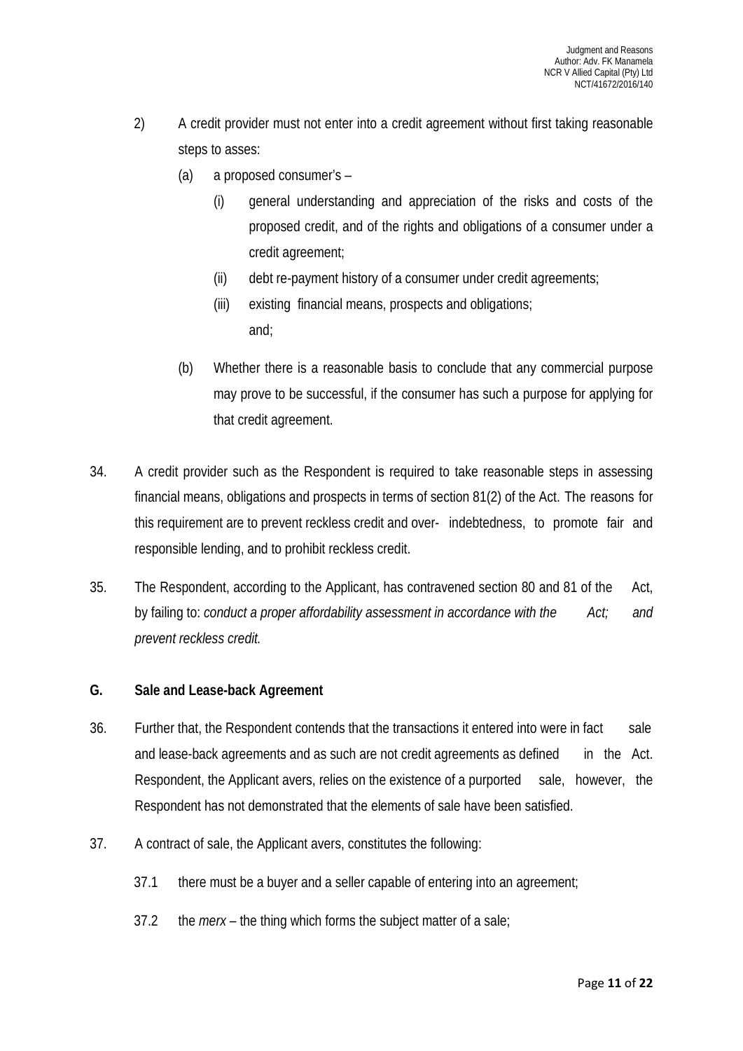2) A credit provider must not enter into a credit agreement without first taking reasonable steps to asses:

   (a) a proposed consumer's –

      (i) general understanding and appreciation of the risks and costs of the proposed credit, and of the rights and obligations of a consumer under a credit agreement;

      (ii) debt re-payment history of a consumer under credit agreements;

      (iii) existing financial means, prospects and obligations; and;

   (b) Whether there is a reasonable basis to conclude that any commercial purpose may prove to be successful, if the consumer has such a purpose for applying for that credit agreement.

34. A credit provider such as the Respondent is required to take reasonable steps in assessing financial means, obligations and prospects in terms of section 81(2) of the Act. The reasons for this requirement are to prevent reckless credit and over- indebtedness, to promote fair and responsible lending, and to prohibit reckless credit.

35. The Respondent, according to the Applicant, has contravened section 80 and 81 of the Act, by failing to: *conduct a proper affordability assessment in accordance with the Act; and prevent reckless credit.*

**G. Sale and Lease-back Agreement**

36. Further that, the Respondent contends that the transactions it entered into were in fact sale and lease-back agreements and as such are not credit agreements as defined in the Act. Respondent, the Applicant avers, relies on the existence of a purported sale, however, the Respondent has not demonstrated that the elements of sale have been satisfied.

37. A contract of sale, the Applicant avers, constitutes the following:

   37.1 there must be a buyer and a seller capable of entering into an agreement;

   37.2 the *merx* – the thing which forms the subject matter of a sale;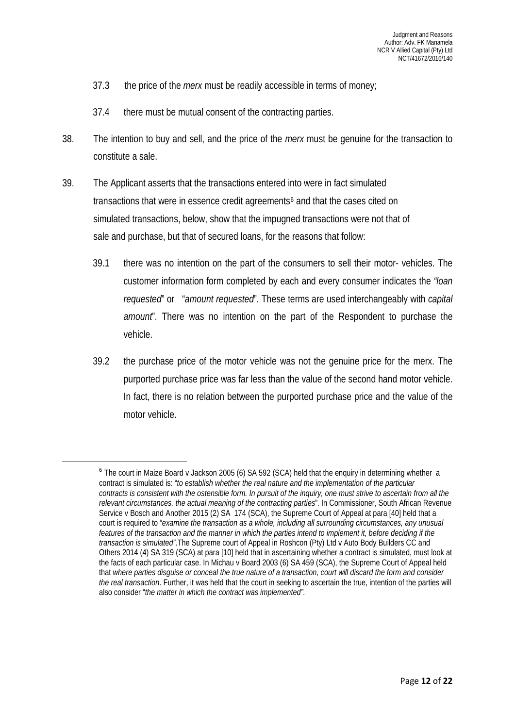37.3 the price of the *merx* must be readily accessible in terms of money;

37.4 there must be mutual consent of the contracting parties.

38. The intention to buy and sell, and the price of the *merx* must be genuine for the transaction to constitute a sale.

39. The Applicant asserts that the transactions entered into were in fact simulated transactions that were in essence credit agreements[6] and that the cases cited on simulated transactions, below, show that the impugned transactions were not that of sale and purchase, but that of secured loans, for the reasons that follow:

39.1 there was no intention on the part of the consumers to sell their motor- vehicles. The customer information form completed by each and every consumer indicates the *"loan requested*" or "*amount requested*". These terms are used interchangeably with *capital amount*". There was no intention on the part of the Respondent to purchase the vehicle.

39.2 the purchase price of the motor vehicle was not the genuine price for the merx. The purported purchase price was far less than the value of the second hand motor vehicle. In fact, there is no relation between the purported purchase price and the value of the motor vehicle.

---

[6] The court in Maize Board v Jackson 2005 (6) SA 592 (SCA) held that the enquiry in determining whether a contract is simulated is: "*to establish whether the real nature and the implementation of the particular contracts is consistent with the ostensible form. In pursuit of the inquiry, one must strive to ascertain from all the relevant circumstances, the actual meaning of the contracting parties*". In Commissioner, South African Revenue Service v Bosch and Another 2015 (2) SA 174 (SCA), the Supreme Court of Appeal at para [40] held that a court is required to "*examine the transaction as a whole, including all surrounding circumstances, any unusual features of the transaction and the manner in which the parties intend to implement it, before deciding if the transaction is simulated"*.The Supreme court of Appeal in Roshcon (Pty) Ltd v Auto Body Builders CC and Others 2014 (4) SA 319 (SCA) at para [10] held that in ascertaining whether a contract is simulated, must look at the facts of each particular case. In Michau v Board 2003 (6) SA 459 (SCA), the Supreme Court of Appeal held that *where parties disguise or conceal the true nature of a transaction, court will discard the form and consider the real transaction*. Further, it was held that the court in seeking to ascertain the true, intention of the parties will also consider "*the matter in which the contract was implemented".*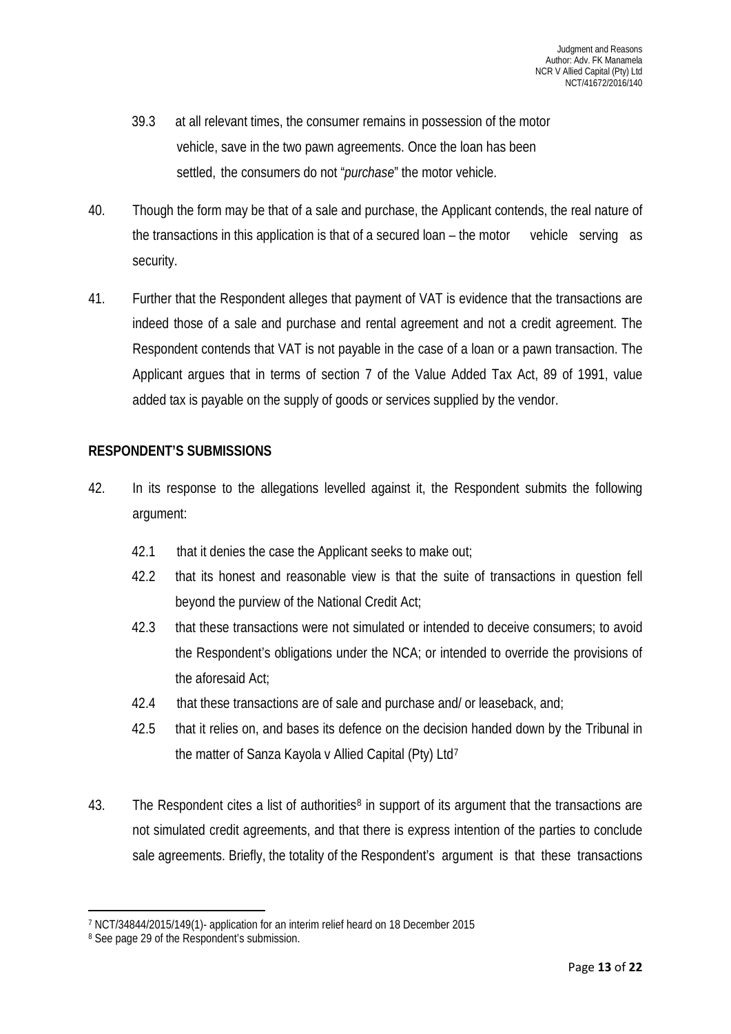39.3 at all relevant times, the consumer remains in possession of the motor vehicle, save in the two pawn agreements. Once the loan has been settled, the consumers do not "*purchase*" the motor vehicle.

40. Though the form may be that of a sale and purchase, the Applicant contends, the real nature of the transactions in this application is that of a secured loan – the motor vehicle serving as security.

41. Further that the Respondent alleges that payment of VAT is evidence that the transactions are indeed those of a sale and purchase and rental agreement and not a credit agreement. The Respondent contends that VAT is not payable in the case of a loan or a pawn transaction. The Applicant argues that in terms of section 7 of the Value Added Tax Act, 89 of 1991, value added tax is payable on the supply of goods or services supplied by the vendor.

**RESPONDENT'S SUBMISSIONS**

42. In its response to the allegations levelled against it, the Respondent submits the following argument:

42.1 that it denies the case the Applicant seeks to make out;

42.2 that its honest and reasonable view is that the suite of transactions in question fell beyond the purview of the National Credit Act;

42.3 that these transactions were not simulated or intended to deceive consumers; to avoid the Respondent's obligations under the NCA; or intended to override the provisions of the aforesaid Act;

42.4 that these transactions are of sale and purchase and/ or leaseback, and;

42.5 that it relies on, and bases its defence on the decision handed down by the Tribunal in the matter of Sanza Kayola v Allied Capital (Pty) Ltd[7]

43. The Respondent cites a list of authorities[8] in support of its argument that the transactions are not simulated credit agreements, and that there is express intention of the parties to conclude sale agreements. Briefly, the totality of the Respondent's argument is that these transactions

---

[7] NCT/34844/2015/149(1)- application for an interim relief heard on 18 December 2015

[8] See page 29 of the Respondent's submission.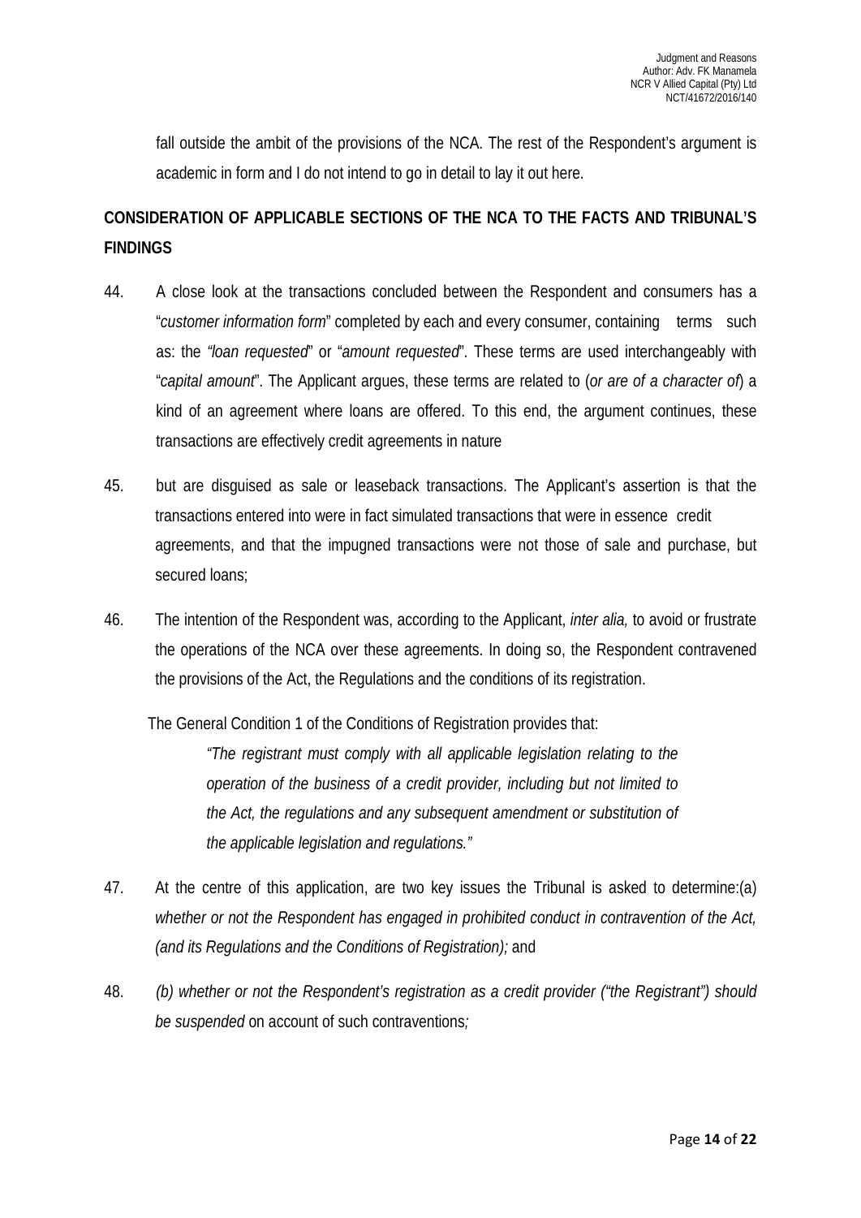fall outside the ambit of the provisions of the NCA. The rest of the Respondent's argument is academic in form and I do not intend to go in detail to lay it out here.

## CONSIDERATION OF APPLICABLE SECTIONS OF THE NCA TO THE FACTS AND TRIBUNAL'S FINDINGS

44. A close look at the transactions concluded between the Respondent and consumers has a "*customer information form*" completed by each and every consumer, containing terms such as: the *"loan requested*" or "*amount requested*". These terms are used interchangeably with "*capital amount*". The Applicant argues, these terms are related to (*or are of a character of*) a kind of an agreement where loans are offered. To this end, the argument continues, these transactions are effectively credit agreements in nature

45. but are disguised as sale or leaseback transactions. The Applicant's assertion is that the transactions entered into were in fact simulated transactions that were in essence credit agreements, and that the impugned transactions were not those of sale and purchase, but secured loans;

46. The intention of the Respondent was, according to the Applicant, *inter alia,* to avoid or frustrate the operations of the NCA over these agreements. In doing so, the Respondent contravened the provisions of the Act, the Regulations and the conditions of its registration.

The General Condition 1 of the Conditions of Registration provides that:

> *"The registrant must comply with all applicable legislation relating to the operation of the business of a credit provider, including but not limited to the Act, the regulations and any subsequent amendment or substitution of the applicable legislation and regulations."*

47. At the centre of this application, are two key issues the Tribunal is asked to determine:(a) *whether or not the Respondent has engaged in prohibited conduct in contravention of the Act, (and its Regulations and the Conditions of Registration);* and

48. *(b) whether or not the Respondent's registration as a credit provider ("the Registrant") should be suspended* on account of such contraventions*;*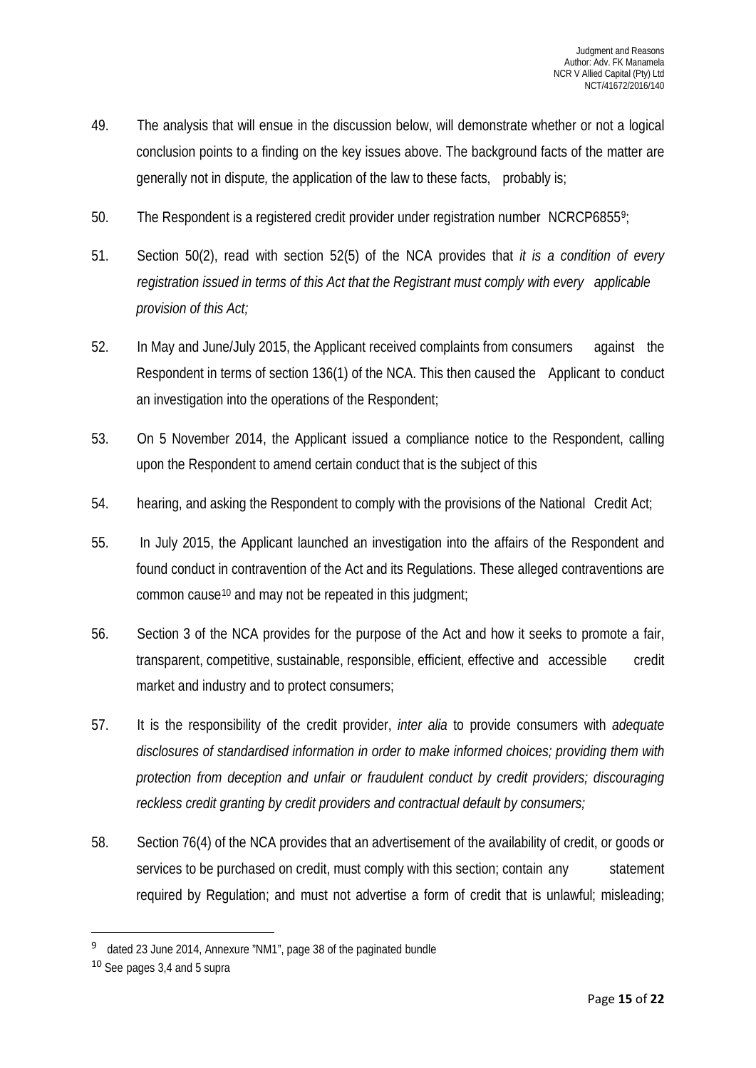49. The analysis that will ensue in the discussion below, will demonstrate whether or not a logical conclusion points to a finding on the key issues above. The background facts of the matter are generally not in dispute*,* the application of the law to these facts, probably is;

50. The Respondent is a registered credit provider under registration number NCRCP6855[9];

51. Section 50(2), read with section 52(5) of the NCA provides that *it is a condition of every registration issued in terms of this Act that the Registrant must comply with every applicable provision of this Act;*

52. In May and June/July 2015, the Applicant received complaints from consumers against the Respondent in terms of section 136(1) of the NCA. This then caused the Applicant to conduct an investigation into the operations of the Respondent;

53. On 5 November 2014, the Applicant issued a compliance notice to the Respondent, calling upon the Respondent to amend certain conduct that is the subject of this

54. hearing, and asking the Respondent to comply with the provisions of the National Credit Act;

55. In July 2015, the Applicant launched an investigation into the affairs of the Respondent and found conduct in contravention of the Act and its Regulations. These alleged contraventions are common cause[10] and may not be repeated in this judgment;

56. Section 3 of the NCA provides for the purpose of the Act and how it seeks to promote a fair, transparent, competitive, sustainable, responsible, efficient, effective and accessible credit market and industry and to protect consumers;

57. It is the responsibility of the credit provider, *inter alia* to provide consumers with *adequate disclosures of standardised information in order to make informed choices; providing them with protection from deception and unfair or fraudulent conduct by credit providers; discouraging reckless credit granting by credit providers and contractual default by consumers;*

58. Section 76(4) of the NCA provides that an advertisement of the availability of credit, or goods or services to be purchased on credit, must comply with this section; contain any statement required by Regulation; and must not advertise a form of credit that is unlawful; misleading;

---

[9] dated 23 June 2014, Annexure "NM1", page 38 of the paginated bundle

[10] See pages 3,4 and 5 supra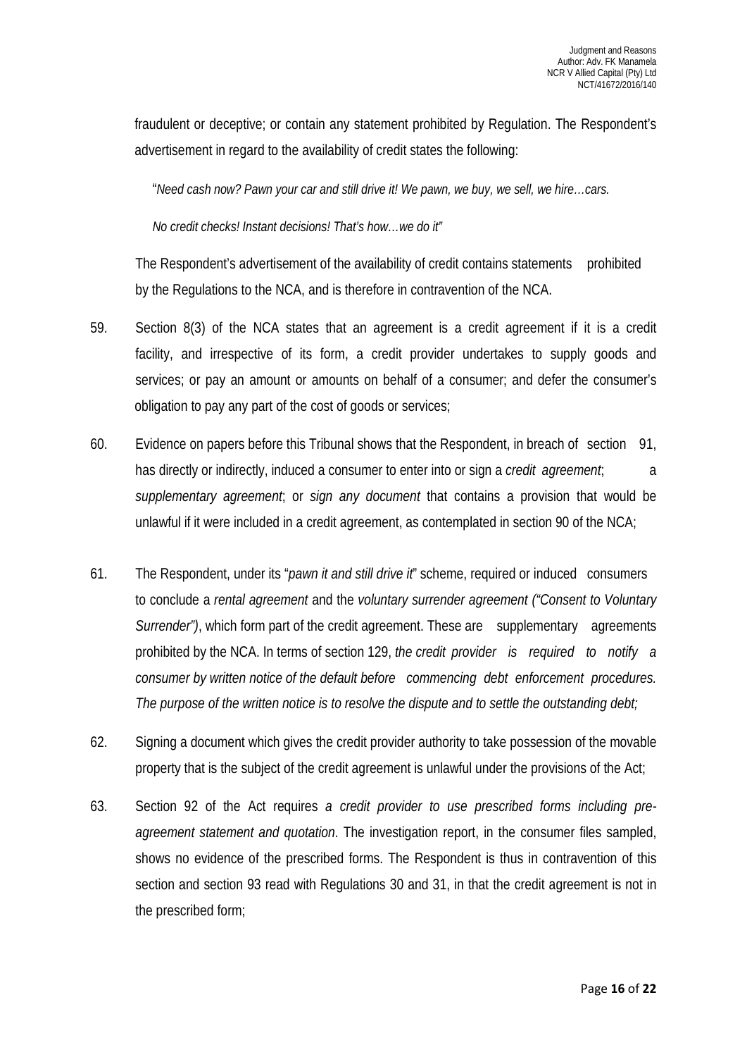fraudulent or deceptive; or contain any statement prohibited by Regulation. The Respondent's advertisement in regard to the availability of credit states the following:

"*Need cash now? Pawn your car and still drive it! We pawn, we buy, we sell, we hire…cars.*

*No credit checks! Instant decisions! That's how…we do it"*

The Respondent's advertisement of the availability of credit contains statements prohibited by the Regulations to the NCA, and is therefore in contravention of the NCA.

59. Section 8(3) of the NCA states that an agreement is a credit agreement if it is a credit facility, and irrespective of its form, a credit provider undertakes to supply goods and services; or pay an amount or amounts on behalf of a consumer; and defer the consumer's obligation to pay any part of the cost of goods or services;

60. Evidence on papers before this Tribunal shows that the Respondent, in breach of section 91, has directly or indirectly, induced a consumer to enter into or sign a *credit agreement*; a *supplementary agreement*; or *sign any document* that contains a provision that would be unlawful if it were included in a credit agreement, as contemplated in section 90 of the NCA;

61. The Respondent, under its "*pawn it and still drive it*" scheme, required or induced consumers to conclude a *rental agreement* and the *voluntary surrender agreement ("Consent to Voluntary Surrender")*, which form part of the credit agreement. These are supplementary agreements prohibited by the NCA. In terms of section 129, *the credit provider is required to notify a consumer by written notice of the default before commencing debt enforcement procedures. The purpose of the written notice is to resolve the dispute and to settle the outstanding debt;*

62. Signing a document which gives the credit provider authority to take possession of the movable property that is the subject of the credit agreement is unlawful under the provisions of the Act;

63. Section 92 of the Act requires *a credit provider to use prescribed forms including pre-agreement statement and quotation*. The investigation report, in the consumer files sampled, shows no evidence of the prescribed forms. The Respondent is thus in contravention of this section and section 93 read with Regulations 30 and 31, in that the credit agreement is not in the prescribed form;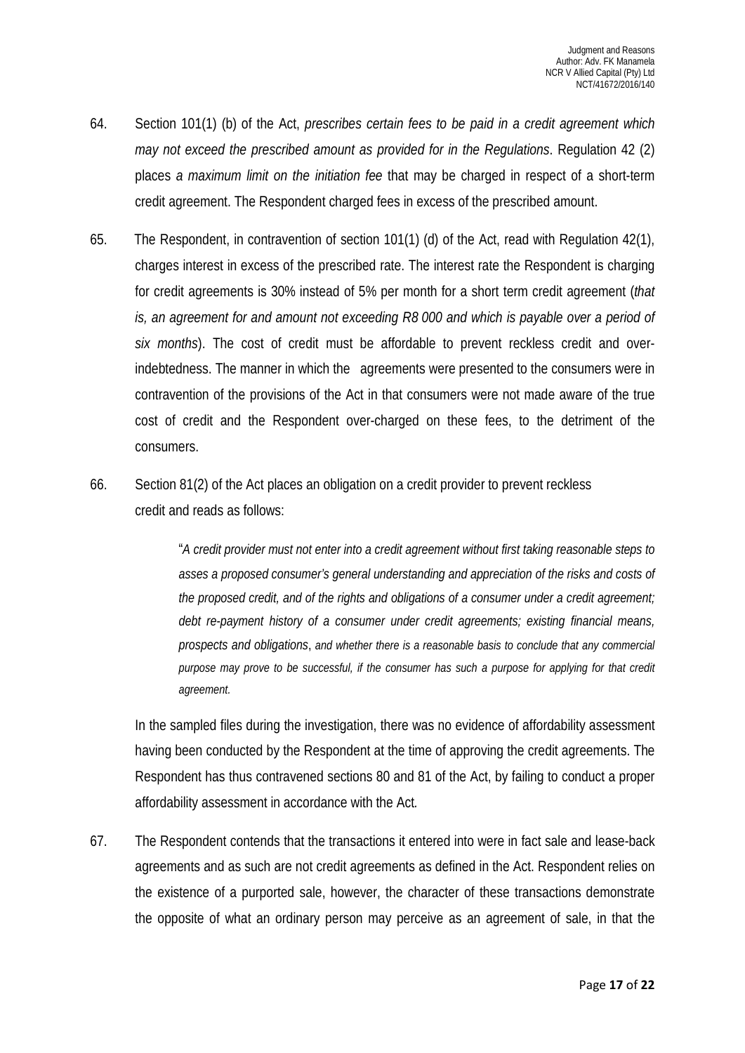64. Section 101(1) (b) of the Act, *prescribes certain fees to be paid in a credit agreement which may not exceed the prescribed amount as provided for in the Regulations*. Regulation 42 (2) places *a maximum limit on the initiation fee* that may be charged in respect of a short-term credit agreement. The Respondent charged fees in excess of the prescribed amount.

65. The Respondent, in contravention of section 101(1) (d) of the Act, read with Regulation 42(1), charges interest in excess of the prescribed rate. The interest rate the Respondent is charging for credit agreements is 30% instead of 5% per month for a short term credit agreement (*that is, an agreement for and amount not exceeding R8 000 and which is payable over a period of six months*). The cost of credit must be affordable to prevent reckless credit and over-indebtedness. The manner in which the agreements were presented to the consumers were in contravention of the provisions of the Act in that consumers were not made aware of the true cost of credit and the Respondent over-charged on these fees, to the detriment of the consumers.

66. Section 81(2) of the Act places an obligation on a credit provider to prevent reckless credit and reads as follows:

> "*A credit provider must not enter into a credit agreement without first taking reasonable steps to asses a proposed consumer's general understanding and appreciation of the risks and costs of the proposed credit, and of the rights and obligations of a consumer under a credit agreement; debt re-payment history of a consumer under credit agreements; existing financial means, prospects and obligations*, *and whether there is a reasonable basis to conclude that any commercial purpose may prove to be successful, if the consumer has such a purpose for applying for that credit agreement.*

In the sampled files during the investigation, there was no evidence of affordability assessment having been conducted by the Respondent at the time of approving the credit agreements. The Respondent has thus contravened sections 80 and 81 of the Act, by failing to conduct a proper affordability assessment in accordance with the Act.

67. The Respondent contends that the transactions it entered into were in fact sale and lease-back agreements and as such are not credit agreements as defined in the Act. Respondent relies on the existence of a purported sale, however, the character of these transactions demonstrate the opposite of what an ordinary person may perceive as an agreement of sale, in that the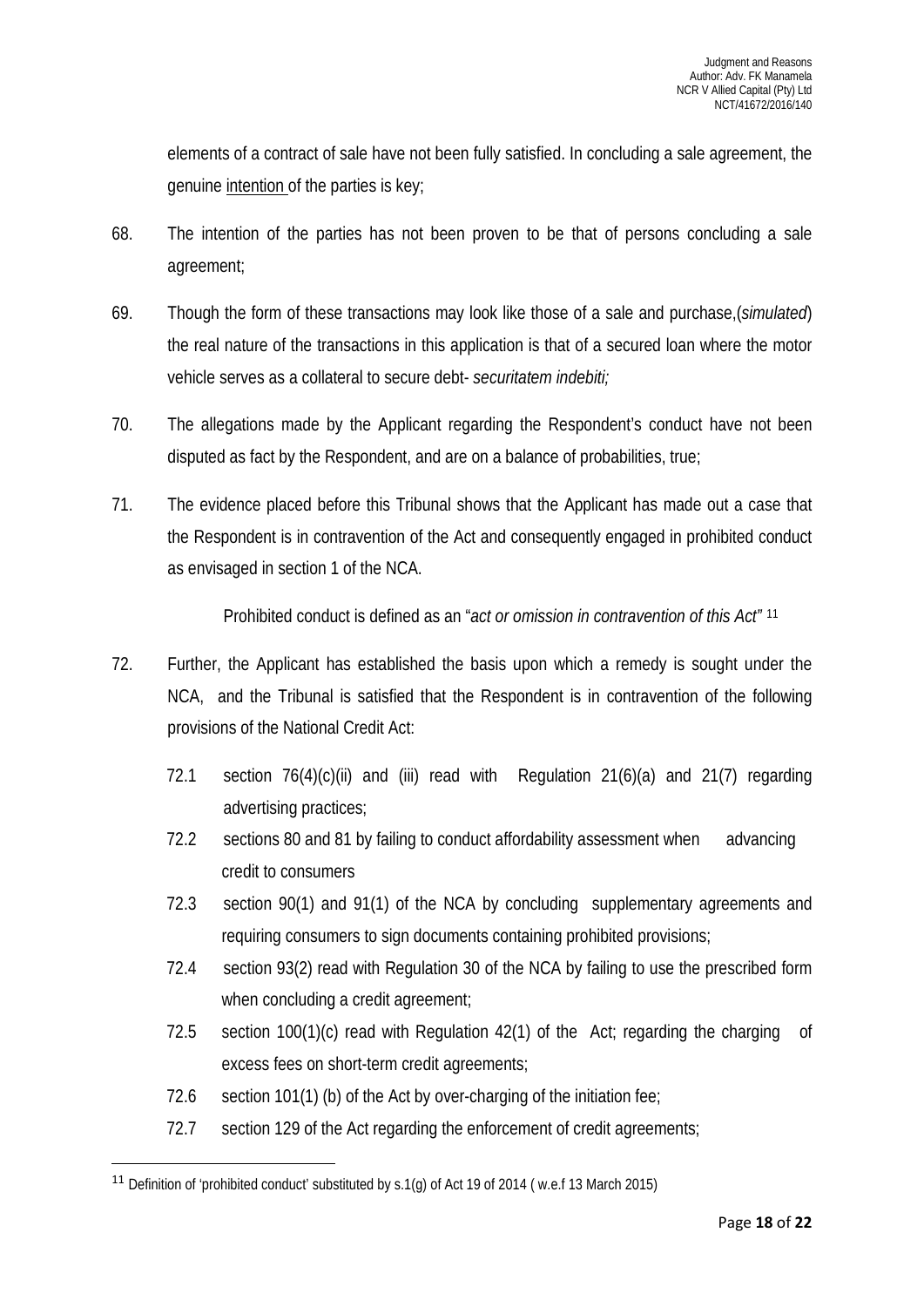elements of a contract of sale have not been fully satisfied. In concluding a sale agreement, the genuine intention of the parties is key;

68. The intention of the parties has not been proven to be that of persons concluding a sale agreement;

69. Though the form of these transactions may look like those of a sale and purchase,(*simulated*) the real nature of the transactions in this application is that of a secured loan where the motor vehicle serves as a collateral to secure debt- *securitatem indebiti;*

70. The allegations made by the Applicant regarding the Respondent's conduct have not been disputed as fact by the Respondent, and are on a balance of probabilities, true;

71. The evidence placed before this Tribunal shows that the Applicant has made out a case that the Respondent is in contravention of the Act and consequently engaged in prohibited conduct as envisaged in section 1 of the NCA.

    Prohibited conduct is defined as an "*act or omission in contravention of this Act*" [11]

72. Further, the Applicant has established the basis upon which a remedy is sought under the NCA, and the Tribunal is satisfied that the Respondent is in contravention of the following provisions of the National Credit Act:

    72.1 section 76(4)(c)(ii) and (iii) read with Regulation 21(6)(a) and 21(7) regarding advertising practices;

    72.2 sections 80 and 81 by failing to conduct affordability assessment when advancing credit to consumers

    72.3 section 90(1) and 91(1) of the NCA by concluding supplementary agreements and requiring consumers to sign documents containing prohibited provisions;

    72.4 section 93(2) read with Regulation 30 of the NCA by failing to use the prescribed form when concluding a credit agreement;

    72.5 section 100(1)(c) read with Regulation 42(1) of the Act; regarding the charging of excess fees on short-term credit agreements;

    72.6 section 101(1) (b) of the Act by over-charging of the initiation fee;

    72.7 section 129 of the Act regarding the enforcement of credit agreements;

---

[11] Definition of 'prohibited conduct' substituted by s.1(g) of Act 19 of 2014 ( w.e.f 13 March 2015)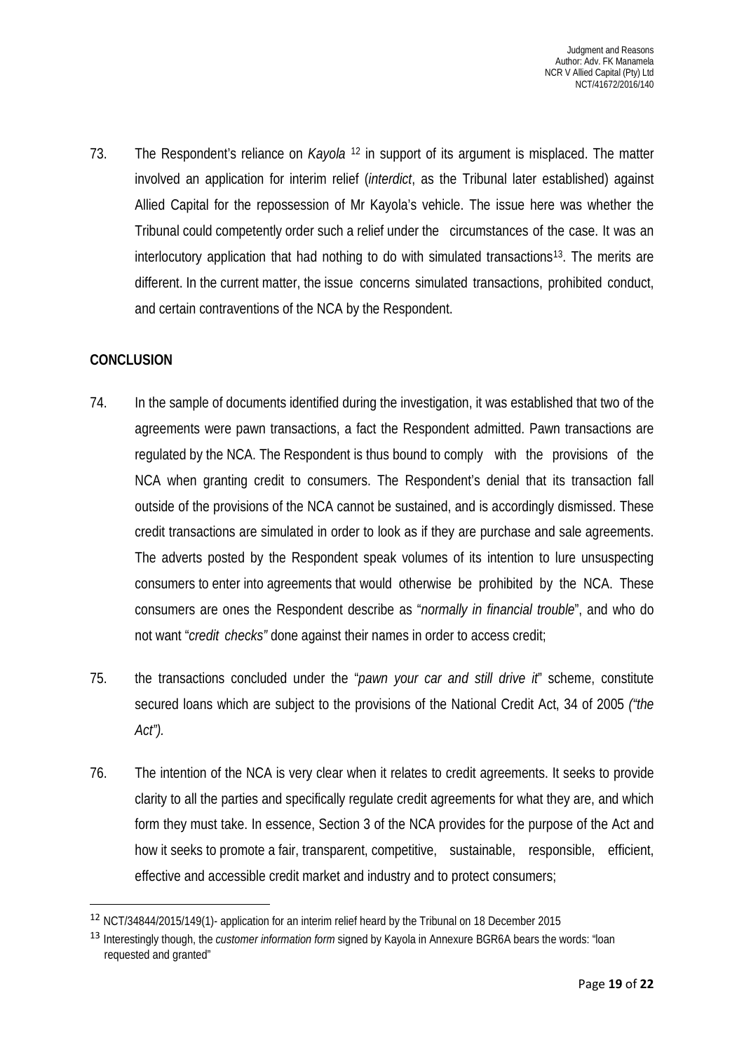73. The Respondent's reliance on *Kayola* [12] in support of its argument is misplaced. The matter involved an application for interim relief (*interdict*, as the Tribunal later established) against Allied Capital for the repossession of Mr Kayola's vehicle. The issue here was whether the Tribunal could competently order such a relief under the circumstances of the case. It was an interlocutory application that had nothing to do with simulated transactions[13]. The merits are different. In the current matter, the issue concerns simulated transactions, prohibited conduct, and certain contraventions of the NCA by the Respondent.

**CONCLUSION**

74. In the sample of documents identified during the investigation, it was established that two of the agreements were pawn transactions, a fact the Respondent admitted. Pawn transactions are regulated by the NCA. The Respondent is thus bound to comply with the provisions of the NCA when granting credit to consumers. The Respondent's denial that its transaction fall outside of the provisions of the NCA cannot be sustained, and is accordingly dismissed. These credit transactions are simulated in order to look as if they are purchase and sale agreements. The adverts posted by the Respondent speak volumes of its intention to lure unsuspecting consumers to enter into agreements that would otherwise be prohibited by the NCA. These consumers are ones the Respondent describe as "*normally in financial trouble*", and who do not want "*credit checks"* done against their names in order to access credit;

75. the transactions concluded under the "*pawn your car and still drive it*" scheme, constitute secured loans which are subject to the provisions of the National Credit Act, 34 of 2005 *("the Act").*

76. The intention of the NCA is very clear when it relates to credit agreements. It seeks to provide clarity to all the parties and specifically regulate credit agreements for what they are, and which form they must take. In essence, Section 3 of the NCA provides for the purpose of the Act and how it seeks to promote a fair, transparent, competitive, sustainable, responsible, efficient, effective and accessible credit market and industry and to protect consumers;

---

[12] NCT/34844/2015/149(1)- application for an interim relief heard by the Tribunal on 18 December 2015

[13] Interestingly though, the *customer information form* signed by Kayola in Annexure BGR6A bears the words: "loan requested and granted"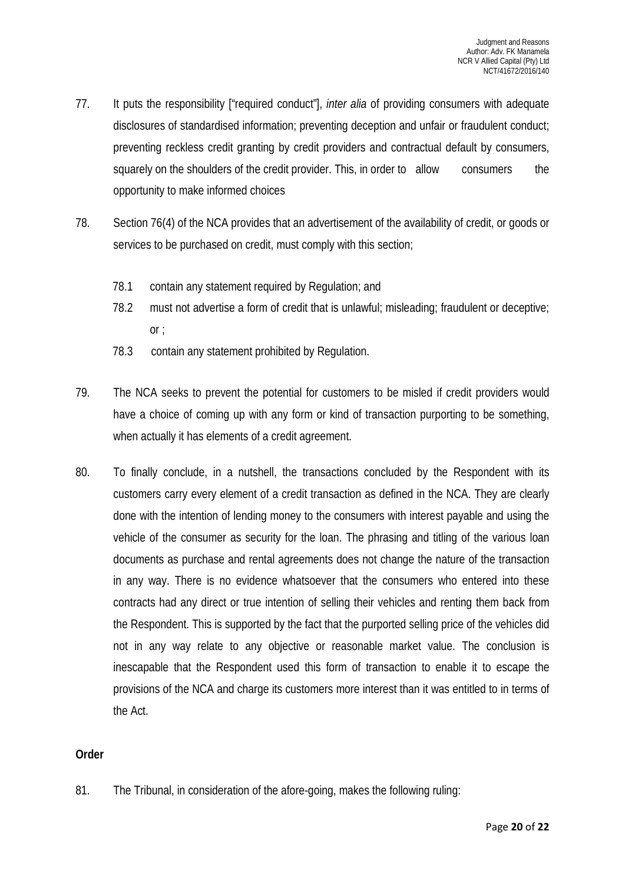77. It puts the responsibility ["required conduct"], *inter alia* of providing consumers with adequate disclosures of standardised information; preventing deception and unfair or fraudulent conduct; preventing reckless credit granting by credit providers and contractual default by consumers, squarely on the shoulders of the credit provider. This, in order to allow consumers the opportunity to make informed choices

78. Section 76(4) of the NCA provides that an advertisement of the availability of credit, or goods or services to be purchased on credit, must comply with this section;

    78.1 contain any statement required by Regulation; and

    78.2 must not advertise a form of credit that is unlawful; misleading; fraudulent or deceptive; or ;

    78.3 contain any statement prohibited by Regulation.

79. The NCA seeks to prevent the potential for customers to be misled if credit providers would have a choice of coming up with any form or kind of transaction purporting to be something, when actually it has elements of a credit agreement.

80. To finally conclude, in a nutshell, the transactions concluded by the Respondent with its customers carry every element of a credit transaction as defined in the NCA. They are clearly done with the intention of lending money to the consumers with interest payable and using the vehicle of the consumer as security for the loan. The phrasing and titling of the various loan documents as purchase and rental agreements does not change the nature of the transaction in any way. There is no evidence whatsoever that the consumers who entered into these contracts had any direct or true intention of selling their vehicles and renting them back from the Respondent. This is supported by the fact that the purported selling price of the vehicles did not in any way relate to any objective or reasonable market value. The conclusion is inescapable that the Respondent used this form of transaction to enable it to escape the provisions of the NCA and charge its customers more interest than it was entitled to in terms of the Act.

**Order**

81. The Tribunal, in consideration of the afore-going, makes the following ruling: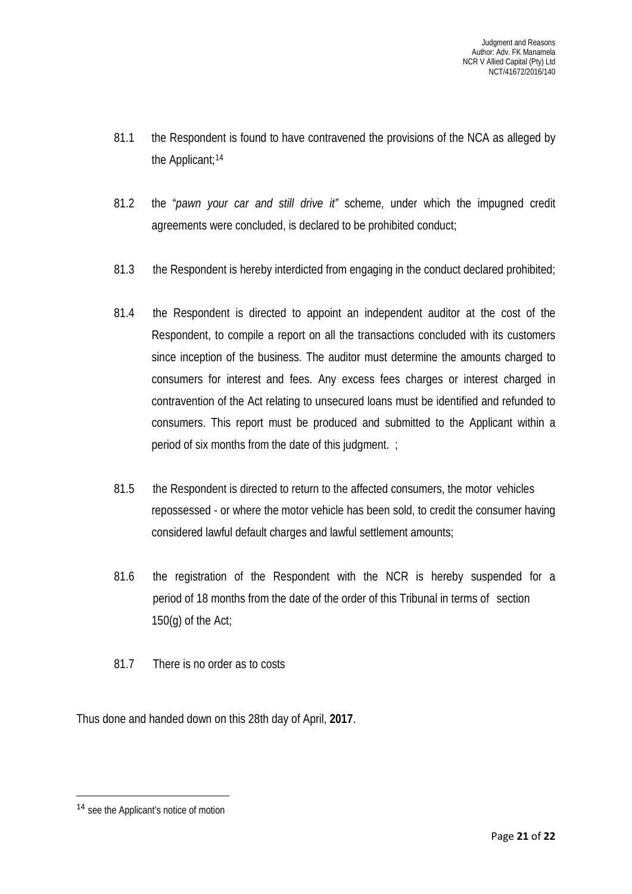81.1 the Respondent is found to have contravened the provisions of the NCA as alleged by the Applicant;[14]

81.2 the "*pawn your car and still drive it"* scheme, under which the impugned credit agreements were concluded, is declared to be prohibited conduct;

81.3 the Respondent is hereby interdicted from engaging in the conduct declared prohibited;

81.4 the Respondent is directed to appoint an independent auditor at the cost of the Respondent, to compile a report on all the transactions concluded with its customers since inception of the business. The auditor must determine the amounts charged to consumers for interest and fees. Any excess fees charges or interest charged in contravention of the Act relating to unsecured loans must be identified and refunded to consumers. This report must be produced and submitted to the Applicant within a period of six months from the date of this judgment. ;

81.5 the Respondent is directed to return to the affected consumers, the motor vehicles repossessed - or where the motor vehicle has been sold, to credit the consumer having considered lawful default charges and lawful settlement amounts;

81.6 the registration of the Respondent with the NCR is hereby suspended for a period of 18 months from the date of the order of this Tribunal in terms of section 150(g) of the Act;

81.7 There is no order as to costs

Thus done and handed down on this 28th day of April, **2017**.

---

[14] see the Applicant's notice of motion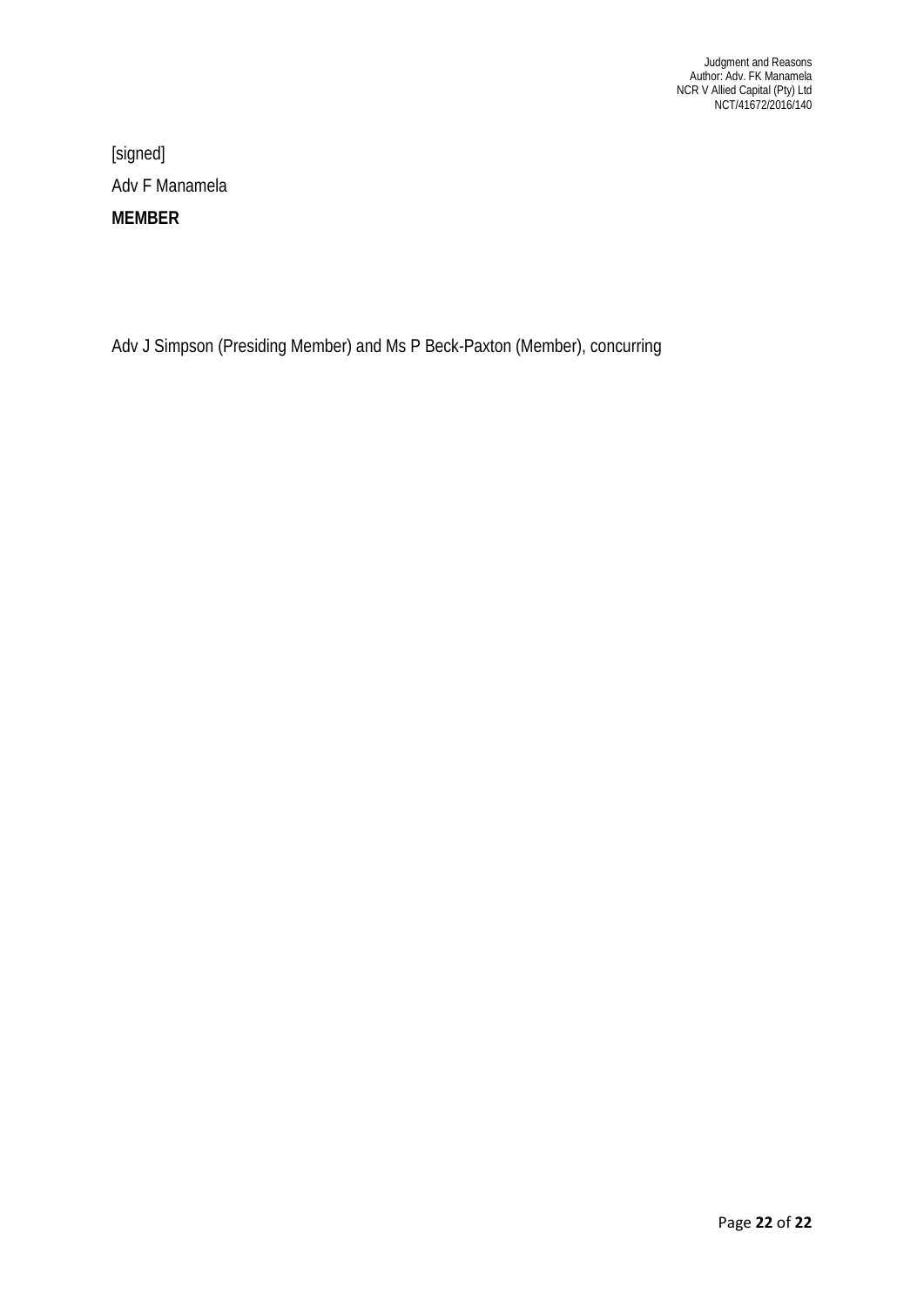[signed]

Adv F Manamela

**MEMBER**

Adv J Simpson (Presiding Member) and Ms P Beck-Paxton (Member), concurring